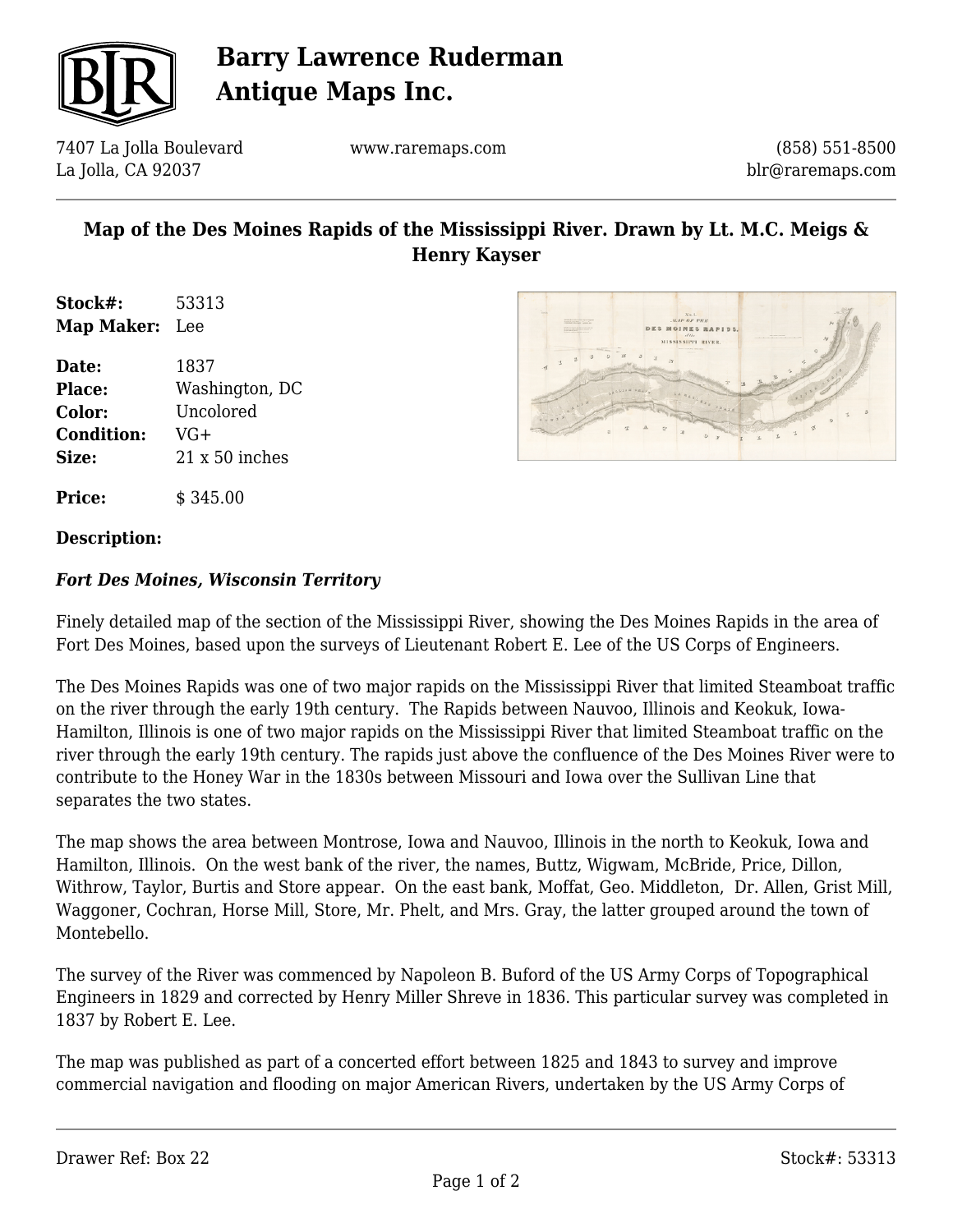# Barry Lawrence Ruderman Antique Maps Inc.

7407 La Jolla Boulevard
La Jolla, CA 92037

www.raremaps.com

(858) 551-8500
blr@raremaps.com

## Map of the Des Moines Rapids of the Mississippi River. Drawn by Lt. M.C. Meigs & Henry Kayser

**Stock#:** 53313
**Map Maker:** Lee

**Date:** 1837
**Place:** Washington, DC
**Color:** Uncolored
**Condition:** VG+
**Size:** 21 x 50 inches

**Price:** $ 345.00

**Description:**

***Fort Des Moines, Wisconsin Territory***

Finely detailed map of the section of the Mississippi River, showing the Des Moines Rapids in the area of Fort Des Moines, based upon the surveys of Lieutenant Robert E. Lee of the US Corps of Engineers.

The Des Moines Rapids was one of two major rapids on the Mississippi River that limited Steamboat traffic on the river through the early 19th century. The Rapids between Nauvoo, Illinois and Keokuk, Iowa-Hamilton, Illinois is one of two major rapids on the Mississippi River that limited Steamboat traffic on the river through the early 19th century. The rapids just above the confluence of the Des Moines River were to contribute to the Honey War in the 1830s between Missouri and Iowa over the Sullivan Line that separates the two states.

The map shows the area between Montrose, Iowa and Nauvoo, Illinois in the north to Keokuk, Iowa and Hamilton, Illinois. On the west bank of the river, the names, Buttz, Wigwam, McBride, Price, Dillon, Withrow, Taylor, Burtis and Store appear. On the east bank, Moffat, Geo. Middleton, Dr. Allen, Grist Mill, Waggoner, Cochran, Horse Mill, Store, Mr. Phelt, and Mrs. Gray, the latter grouped around the town of Montebello.

The survey of the River was commenced by Napoleon B. Buford of the US Army Corps of Topographical Engineers in 1829 and corrected by Henry Miller Shreve in 1836. This particular survey was completed in 1837 by Robert E. Lee.

The map was published as part of a concerted effort between 1825 and 1843 to survey and improve commercial navigation and flooding on major American Rivers, undertaken by the US Army Corps of

Drawer Ref: Box 22

Stock#: 53313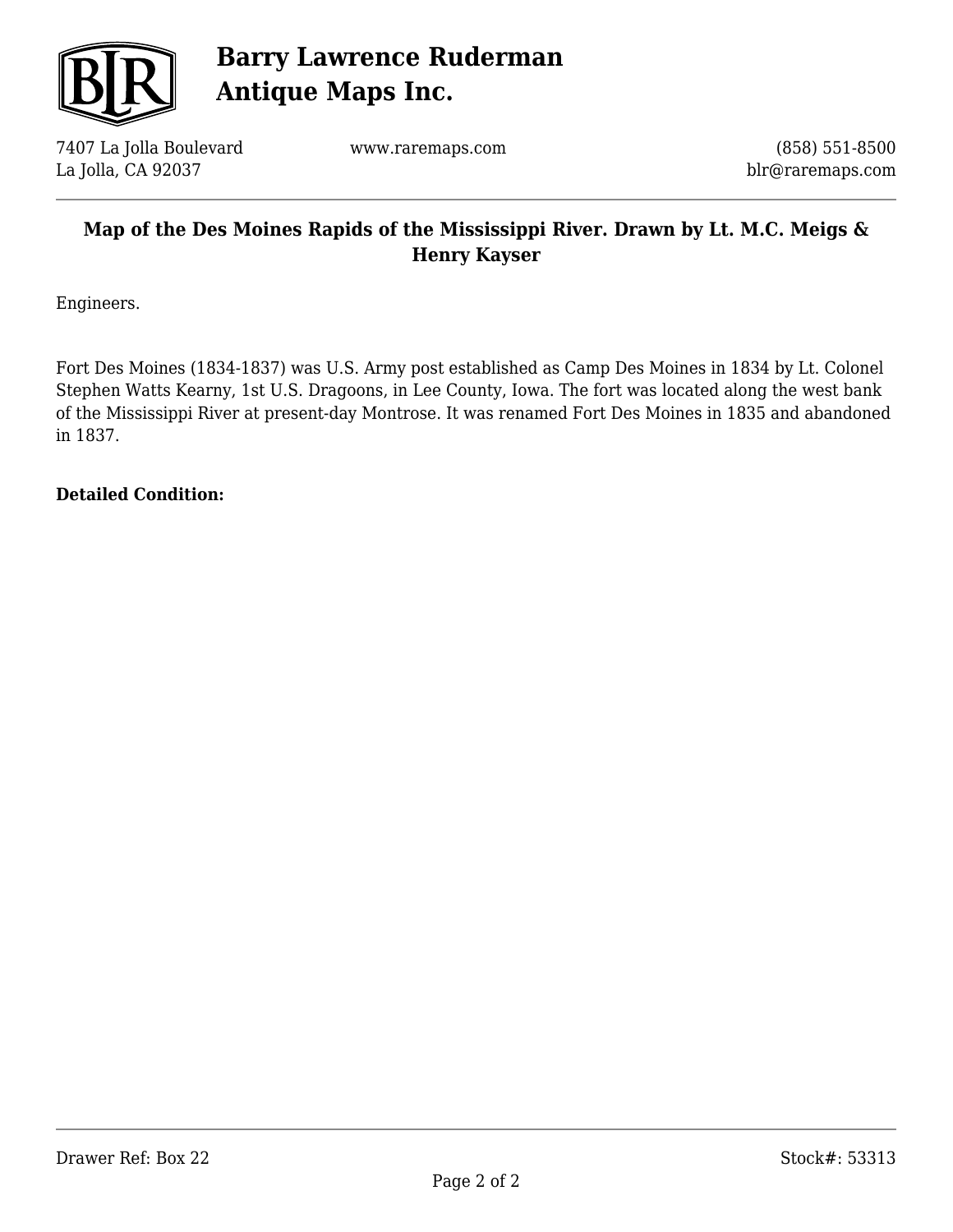**Map of the Des Moines Rapids of the Mississippi River. Drawn by Lt. M.C. Meigs & Henry Kayser**

Engineers.

Fort Des Moines (1834-1837) was U.S. Army post established as Camp Des Moines in 1834 by Lt. Colonel Stephen Watts Kearny, 1st U.S. Dragoons, in Lee County, Iowa. The fort was located along the west bank of the Mississippi River at present-day Montrose. It was renamed Fort Des Moines in 1835 and abandoned in 1837.

**Detailed Condition:**

Drawer Ref: Box 22

Stock#: 53313